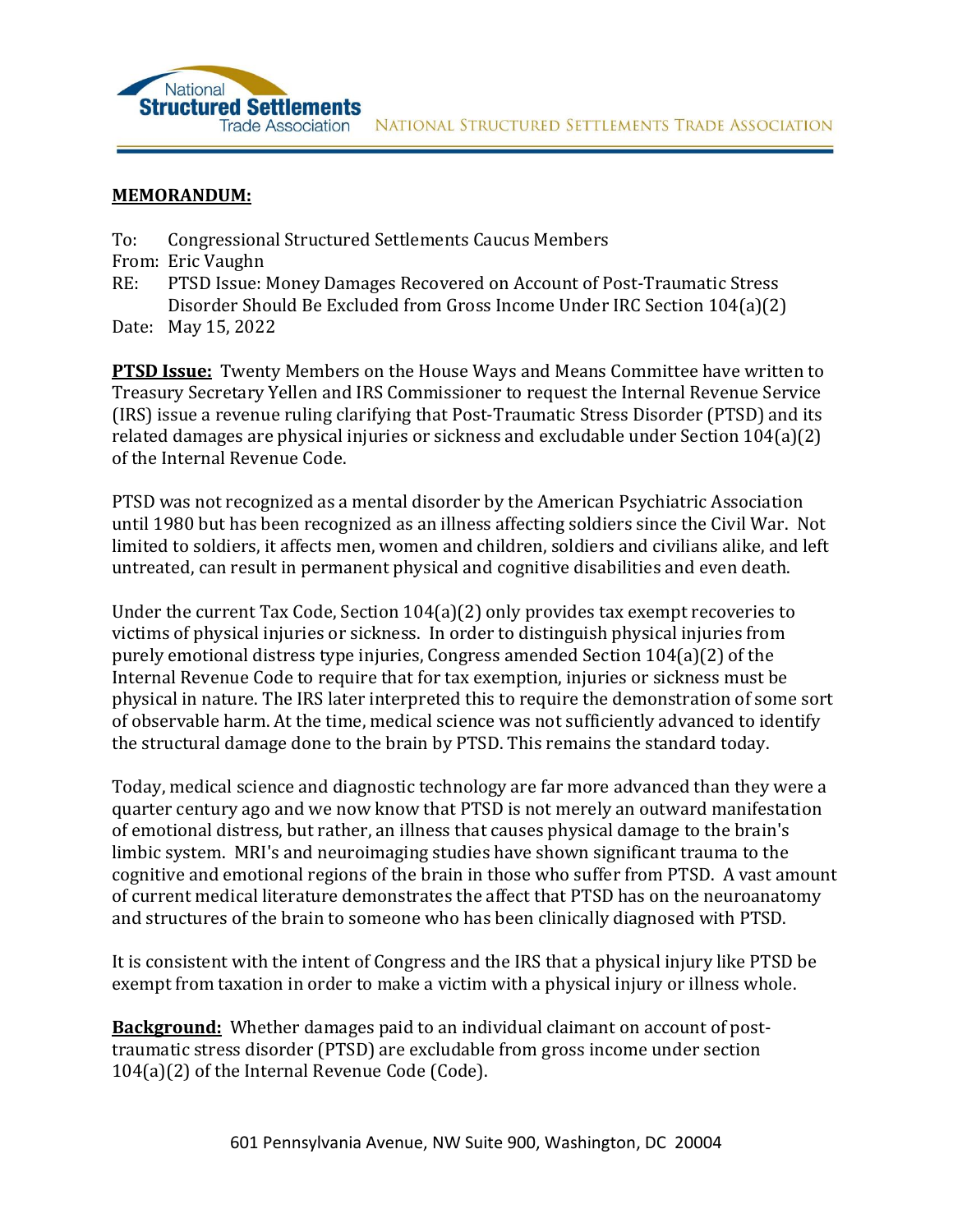NATIONAL STRUCTURED SETTLEMENTS TRADE ASSOCIATION

**MEMORANDUM:**

To: Congressional Structured Settlements Caucus Members
From: Eric Vaughn
RE: PTSD Issue: Money Damages Recovered on Account of Post-Traumatic Stress Disorder Should Be Excluded from Gross Income Under IRC Section 104(a)(2)
Date: May 15, 2022

**PTSD Issue:** Twenty Members on the House Ways and Means Committee have written to Treasury Secretary Yellen and IRS Commissioner to request the Internal Revenue Service (IRS) issue a revenue ruling clarifying that Post-Traumatic Stress Disorder (PTSD) and its related damages are physical injuries or sickness and excludable under Section 104(a)(2) of the Internal Revenue Code.

PTSD was not recognized as a mental disorder by the American Psychiatric Association until 1980 but has been recognized as an illness affecting soldiers since the Civil War. Not limited to soldiers, it affects men, women and children, soldiers and civilians alike, and left untreated, can result in permanent physical and cognitive disabilities and even death.

Under the current Tax Code, Section 104(a)(2) only provides tax exempt recoveries to victims of physical injuries or sickness. In order to distinguish physical injuries from purely emotional distress type injuries, Congress amended Section 104(a)(2) of the Internal Revenue Code to require that for tax exemption, injuries or sickness must be physical in nature. The IRS later interpreted this to require the demonstration of some sort of observable harm. At the time, medical science was not sufficiently advanced to identify the structural damage done to the brain by PTSD. This remains the standard today.

Today, medical science and diagnostic technology are far more advanced than they were a quarter century ago and we now know that PTSD is not merely an outward manifestation of emotional distress, but rather, an illness that causes physical damage to the brain's limbic system. MRI's and neuroimaging studies have shown significant trauma to the cognitive and emotional regions of the brain in those who suffer from PTSD. A vast amount of current medical literature demonstrates the affect that PTSD has on the neuroanatomy and structures of the brain to someone who has been clinically diagnosed with PTSD.

It is consistent with the intent of Congress and the IRS that a physical injury like PTSD be exempt from taxation in order to make a victim with a physical injury or illness whole.

**Background:** Whether damages paid to an individual claimant on account of post-traumatic stress disorder (PTSD) are excludable from gross income under section 104(a)(2) of the Internal Revenue Code (Code).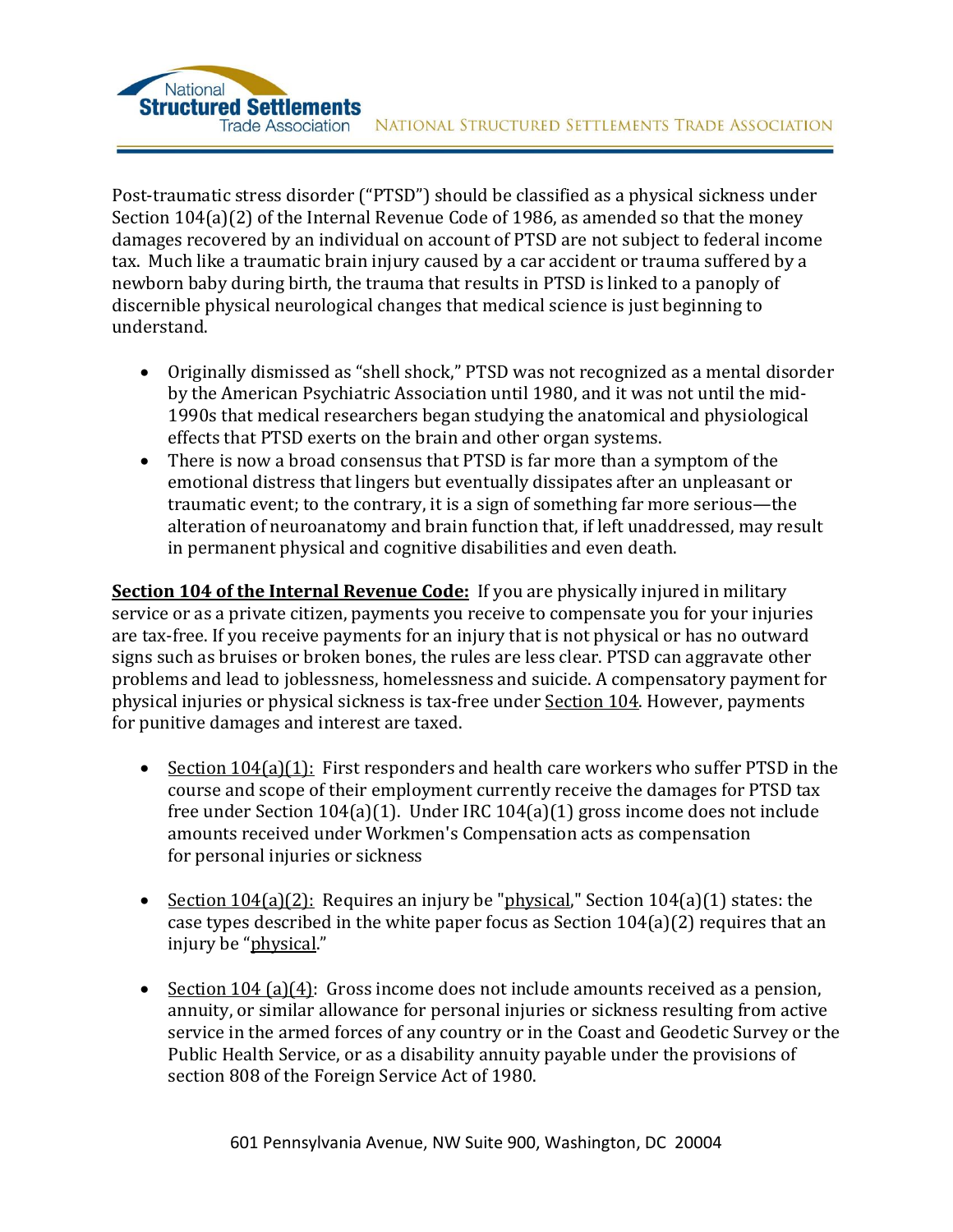Post-traumatic stress disorder ("PTSD") should be classified as a physical sickness under Section 104(a)(2) of the Internal Revenue Code of 1986, as amended so that the money damages recovered by an individual on account of PTSD are not subject to federal income tax. Much like a traumatic brain injury caused by a car accident or trauma suffered by a newborn baby during birth, the trauma that results in PTSD is linked to a panoply of discernible physical neurological changes that medical science is just beginning to understand.

- Originally dismissed as "shell shock," PTSD was not recognized as a mental disorder by the American Psychiatric Association until 1980, and it was not until the mid-1990s that medical researchers began studying the anatomical and physiological effects that PTSD exerts on the brain and other organ systems.
- There is now a broad consensus that PTSD is far more than a symptom of the emotional distress that lingers but eventually dissipates after an unpleasant or traumatic event; to the contrary, it is a sign of something far more serious—the alteration of neuroanatomy and brain function that, if left unaddressed, may result in permanent physical and cognitive disabilities and even death.

**<u>Section 104 of the Internal Revenue Code:</u>** If you are physically injured in military service or as a private citizen, payments you receive to compensate you for your injuries are tax-free. If you receive payments for an injury that is not physical or has no outward signs such as bruises or broken bones, the rules are less clear. PTSD can aggravate other problems and lead to joblessness, homelessness and suicide. A compensatory payment for physical injuries or physical sickness is tax-free under <u>Section 104</u>. However, payments for punitive damages and interest are taxed.

- <u>Section 104(a)(1):</u> First responders and health care workers who suffer PTSD in the course and scope of their employment currently receive the damages for PTSD tax free under Section 104(a)(1). Under IRC 104(a)(1) gross income does not include amounts received under Workmen's Compensation acts as compensation for personal injuries or sickness

- <u>Section 104(a)(2):</u> Requires an injury be "<u>physical</u>," Section 104(a)(1) states: the case types described in the white paper focus as Section 104(a)(2) requires that an injury be "<u>physical</u>."

- <u>Section 104 (a)(4)</u>: Gross income does not include amounts received as a pension, annuity, or similar allowance for personal injuries or sickness resulting from active service in the armed forces of any country or in the Coast and Geodetic Survey or the Public Health Service, or as a disability annuity payable under the provisions of section 808 of the Foreign Service Act of 1980.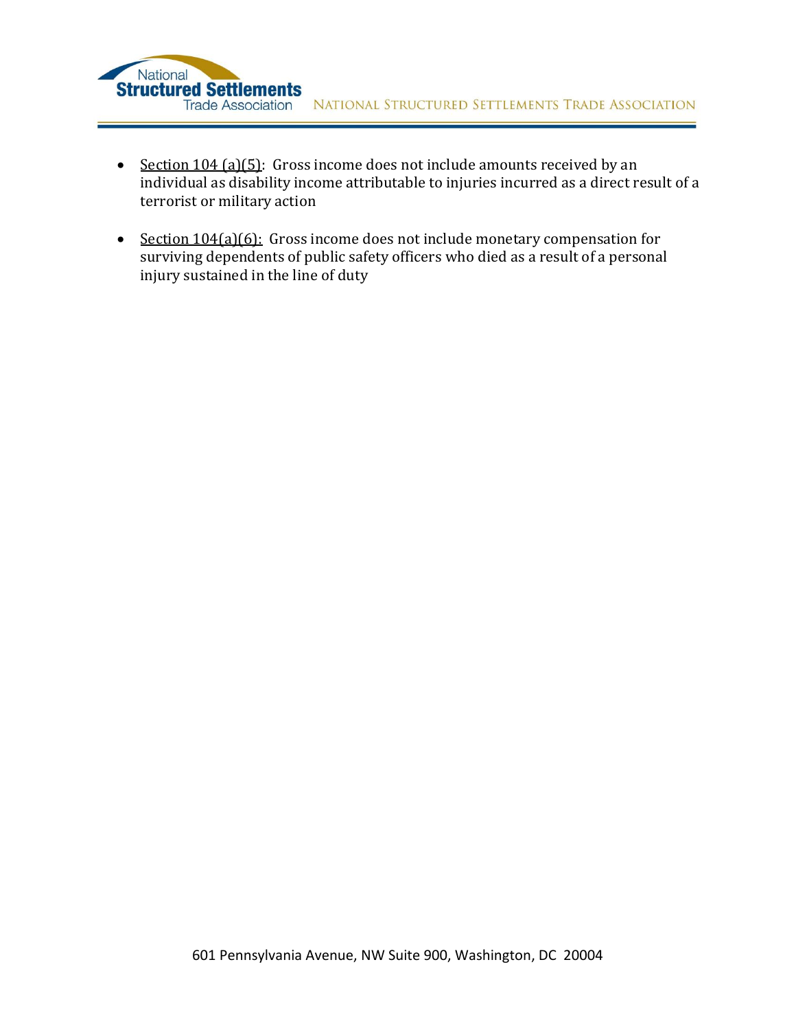- Section 104 (a)(5): Gross income does not include amounts received by an individual as disability income attributable to injuries incurred as a direct result of a terrorist or military action

- Section 104(a)(6): Gross income does not include monetary compensation for surviving dependents of public safety officers who died as a result of a personal injury sustained in the line of duty